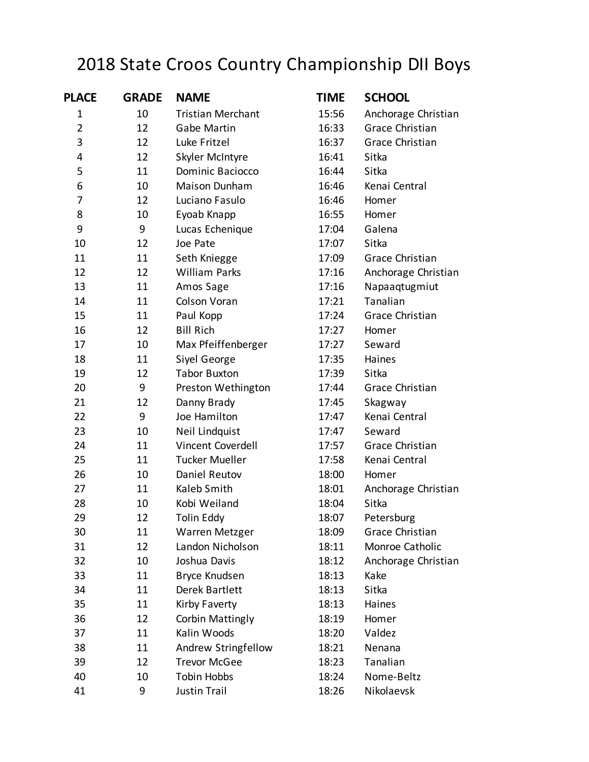# 2018 State Croos Country Championship DII Boys

| PLACE | GRADE | NAME | TIME | SCHOOL |
|---|---|---|---|---|
| 1 | 10 | Tristian Merchant | 15:56 | Anchorage Christian |
| 2 | 12 | Gabe Martin | 16:33 | Grace Christian |
| 3 | 12 | Luke Fritzel | 16:37 | Grace Christian |
| 4 | 12 | Skyler McIntyre | 16:41 | Sitka |
| 5 | 11 | Dominic Baciocco | 16:44 | Sitka |
| 6 | 10 | Maison Dunham | 16:46 | Kenai Central |
| 7 | 12 | Luciano Fasulo | 16:46 | Homer |
| 8 | 10 | Eyoab Knapp | 16:55 | Homer |
| 9 | 9 | Lucas Echenique | 17:04 | Galena |
| 10 | 12 | Joe Pate | 17:07 | Sitka |
| 11 | 11 | Seth Kniegge | 17:09 | Grace Christian |
| 12 | 12 | William Parks | 17:16 | Anchorage Christian |
| 13 | 11 | Amos Sage | 17:16 | Napaaqtugmiut |
| 14 | 11 | Colson Voran | 17:21 | Tanalian |
| 15 | 11 | Paul Kopp | 17:24 | Grace Christian |
| 16 | 12 | Bill Rich | 17:27 | Homer |
| 17 | 10 | Max Pfeiffenberger | 17:27 | Seward |
| 18 | 11 | Siyel George | 17:35 | Haines |
| 19 | 12 | Tabor Buxton | 17:39 | Sitka |
| 20 | 9 | Preston Wethington | 17:44 | Grace Christian |
| 21 | 12 | Danny Brady | 17:45 | Skagway |
| 22 | 9 | Joe Hamilton | 17:47 | Kenai Central |
| 23 | 10 | Neil Lindquist | 17:47 | Seward |
| 24 | 11 | Vincent Coverdell | 17:57 | Grace Christian |
| 25 | 11 | Tucker Mueller | 17:58 | Kenai Central |
| 26 | 10 | Daniel Reutov | 18:00 | Homer |
| 27 | 11 | Kaleb Smith | 18:01 | Anchorage Christian |
| 28 | 10 | Kobi Weiland | 18:04 | Sitka |
| 29 | 12 | Tolin Eddy | 18:07 | Petersburg |
| 30 | 11 | Warren Metzger | 18:09 | Grace Christian |
| 31 | 12 | Landon Nicholson | 18:11 | Monroe Catholic |
| 32 | 10 | Joshua Davis | 18:12 | Anchorage Christian |
| 33 | 11 | Bryce Knudsen | 18:13 | Kake |
| 34 | 11 | Derek Bartlett | 18:13 | Sitka |
| 35 | 11 | Kirby Faverty | 18:13 | Haines |
| 36 | 12 | Corbin Mattingly | 18:19 | Homer |
| 37 | 11 | Kalin Woods | 18:20 | Valdez |
| 38 | 11 | Andrew Stringfellow | 18:21 | Nenana |
| 39 | 12 | Trevor McGee | 18:23 | Tanalian |
| 40 | 10 | Tobin Hobbs | 18:24 | Nome-Beltz |
| 41 | 9 | Justin Trail | 18:26 | Nikolaevsk |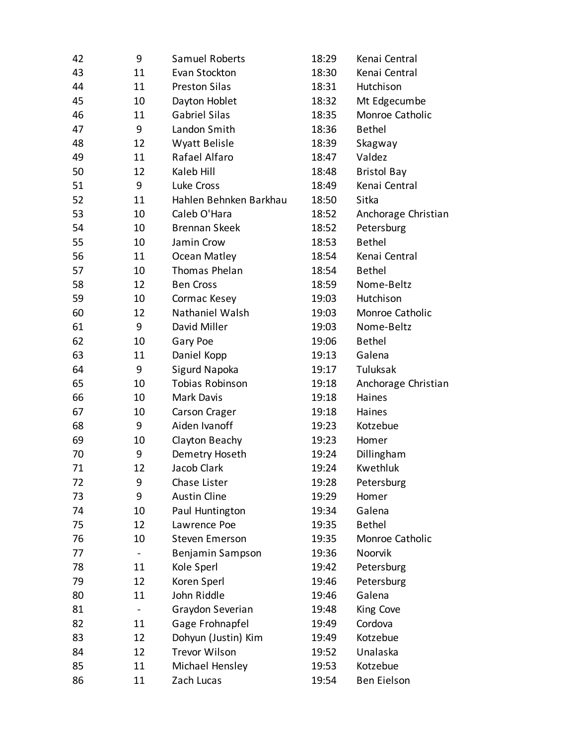| | | | | |
|---|---|---|---|---|
| 42 | 9 | Samuel Roberts | 18:29 | Kenai Central |
| 43 | 11 | Evan Stockton | 18:30 | Kenai Central |
| 44 | 11 | Preston Silas | 18:31 | Hutchison |
| 45 | 10 | Dayton Hoblet | 18:32 | Mt Edgecumbe |
| 46 | 11 | Gabriel Silas | 18:35 | Monroe Catholic |
| 47 | 9 | Landon Smith | 18:36 | Bethel |
| 48 | 12 | Wyatt Belisle | 18:39 | Skagway |
| 49 | 11 | Rafael Alfaro | 18:47 | Valdez |
| 50 | 12 | Kaleb Hill | 18:48 | Bristol Bay |
| 51 | 9 | Luke Cross | 18:49 | Kenai Central |
| 52 | 11 | Hahlen Behnken Barkhau | 18:50 | Sitka |
| 53 | 10 | Caleb O'Hara | 18:52 | Anchorage Christian |
| 54 | 10 | Brennan Skeek | 18:52 | Petersburg |
| 55 | 10 | Jamin Crow | 18:53 | Bethel |
| 56 | 11 | Ocean Matley | 18:54 | Kenai Central |
| 57 | 10 | Thomas Phelan | 18:54 | Bethel |
| 58 | 12 | Ben Cross | 18:59 | Nome-Beltz |
| 59 | 10 | Cormac Kesey | 19:03 | Hutchison |
| 60 | 12 | Nathaniel Walsh | 19:03 | Monroe Catholic |
| 61 | 9 | David Miller | 19:03 | Nome-Beltz |
| 62 | 10 | Gary Poe | 19:06 | Bethel |
| 63 | 11 | Daniel Kopp | 19:13 | Galena |
| 64 | 9 | Sigurd Napoka | 19:17 | Tuluksak |
| 65 | 10 | Tobias Robinson | 19:18 | Anchorage Christian |
| 66 | 10 | Mark Davis | 19:18 | Haines |
| 67 | 10 | Carson Crager | 19:18 | Haines |
| 68 | 9 | Aiden Ivanoff | 19:23 | Kotzebue |
| 69 | 10 | Clayton Beachy | 19:23 | Homer |
| 70 | 9 | Demetry Hoseth | 19:24 | Dillingham |
| 71 | 12 | Jacob Clark | 19:24 | Kwethluk |
| 72 | 9 | Chase Lister | 19:28 | Petersburg |
| 73 | 9 | Austin Cline | 19:29 | Homer |
| 74 | 10 | Paul Huntington | 19:34 | Galena |
| 75 | 12 | Lawrence Poe | 19:35 | Bethel |
| 76 | 10 | Steven Emerson | 19:35 | Monroe Catholic |
| 77 | - | Benjamin Sampson | 19:36 | Noorvik |
| 78 | 11 | Kole Sperl | 19:42 | Petersburg |
| 79 | 12 | Koren Sperl | 19:46 | Petersburg |
| 80 | 11 | John Riddle | 19:46 | Galena |
| 81 | - | Graydon Severian | 19:48 | King Cove |
| 82 | 11 | Gage Frohnapfel | 19:49 | Cordova |
| 83 | 12 | Dohyun (Justin) Kim | 19:49 | Kotzebue |
| 84 | 12 | Trevor Wilson | 19:52 | Unalaska |
| 85 | 11 | Michael Hensley | 19:53 | Kotzebue |
| 86 | 11 | Zach Lucas | 19:54 | Ben Eielson |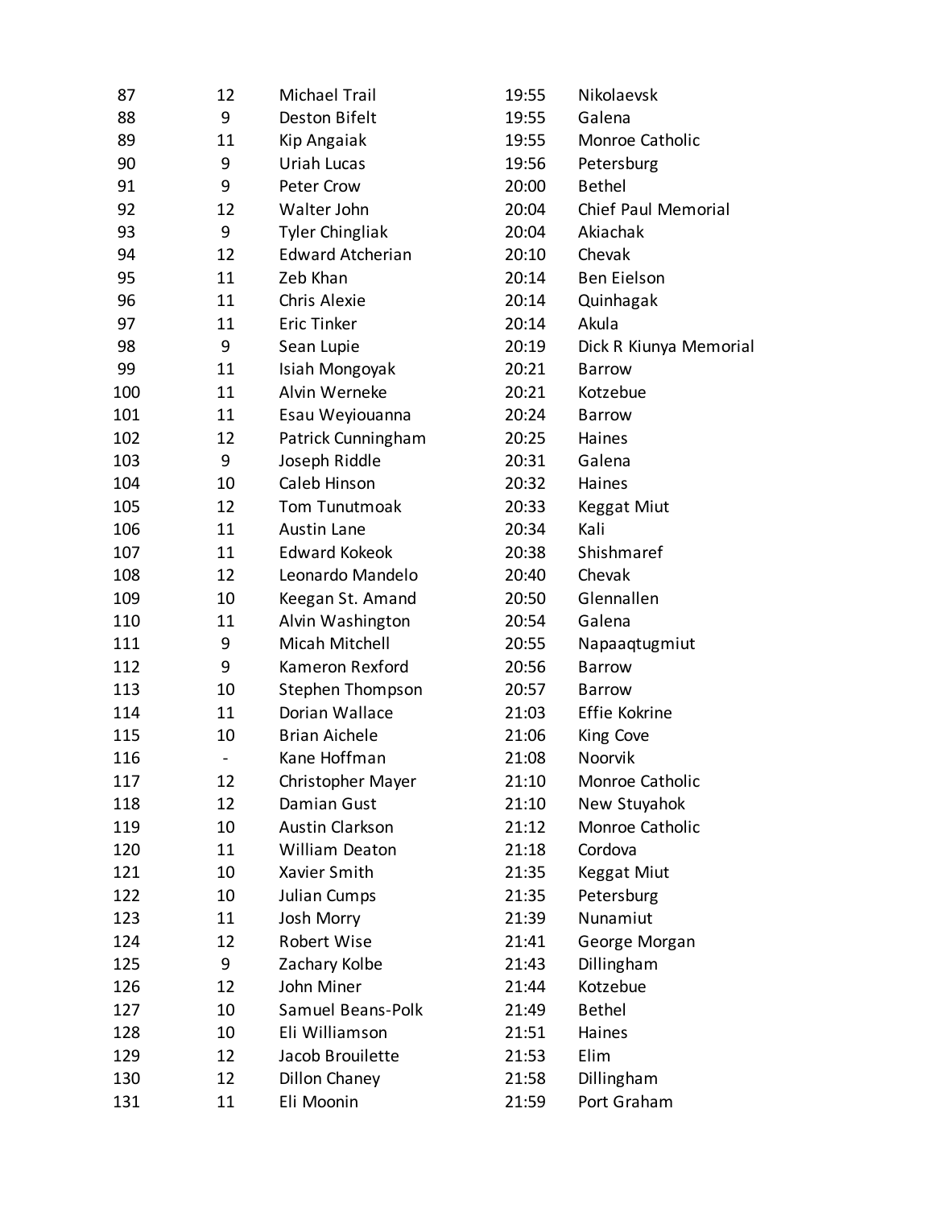| | | | | |
|---|---|---|---|---|
| 87 | 12 | Michael Trail | 19:55 | Nikolaevsk |
| 88 | 9 | Deston Bifelt | 19:55 | Galena |
| 89 | 11 | Kip Angaiak | 19:55 | Monroe Catholic |
| 90 | 9 | Uriah Lucas | 19:56 | Petersburg |
| 91 | 9 | Peter Crow | 20:00 | Bethel |
| 92 | 12 | Walter John | 20:04 | Chief Paul Memorial |
| 93 | 9 | Tyler Chingliak | 20:04 | Akiachak |
| 94 | 12 | Edward Atcherian | 20:10 | Chevak |
| 95 | 11 | Zeb Khan | 20:14 | Ben Eielson |
| 96 | 11 | Chris Alexie | 20:14 | Quinhagak |
| 97 | 11 | Eric Tinker | 20:14 | Akula |
| 98 | 9 | Sean Lupie | 20:19 | Dick R Kiunya Memorial |
| 99 | 11 | Isiah Mongoyak | 20:21 | Barrow |
| 100 | 11 | Alvin Werneke | 20:21 | Kotzebue |
| 101 | 11 | Esau Weyiouanna | 20:24 | Barrow |
| 102 | 12 | Patrick Cunningham | 20:25 | Haines |
| 103 | 9 | Joseph Riddle | 20:31 | Galena |
| 104 | 10 | Caleb Hinson | 20:32 | Haines |
| 105 | 12 | Tom Tunutmoak | 20:33 | Keggat Miut |
| 106 | 11 | Austin Lane | 20:34 | Kali |
| 107 | 11 | Edward Kokeok | 20:38 | Shishmaref |
| 108 | 12 | Leonardo Mandelo | 20:40 | Chevak |
| 109 | 10 | Keegan St. Amand | 20:50 | Glennallen |
| 110 | 11 | Alvin Washington | 20:54 | Galena |
| 111 | 9 | Micah Mitchell | 20:55 | Napaaqtugmiut |
| 112 | 9 | Kameron Rexford | 20:56 | Barrow |
| 113 | 10 | Stephen Thompson | 20:57 | Barrow |
| 114 | 11 | Dorian Wallace | 21:03 | Effie Kokrine |
| 115 | 10 | Brian Aichele | 21:06 | King Cove |
| 116 | - | Kane Hoffman | 21:08 | Noorvik |
| 117 | 12 | Christopher Mayer | 21:10 | Monroe Catholic |
| 118 | 12 | Damian Gust | 21:10 | New Stuyahok |
| 119 | 10 | Austin Clarkson | 21:12 | Monroe Catholic |
| 120 | 11 | William Deaton | 21:18 | Cordova |
| 121 | 10 | Xavier Smith | 21:35 | Keggat Miut |
| 122 | 10 | Julian Cumps | 21:35 | Petersburg |
| 123 | 11 | Josh Morry | 21:39 | Nunamiut |
| 124 | 12 | Robert Wise | 21:41 | George Morgan |
| 125 | 9 | Zachary Kolbe | 21:43 | Dillingham |
| 126 | 12 | John Miner | 21:44 | Kotzebue |
| 127 | 10 | Samuel Beans-Polk | 21:49 | Bethel |
| 128 | 10 | Eli Williamson | 21:51 | Haines |
| 129 | 12 | Jacob Brouilette | 21:53 | Elim |
| 130 | 12 | Dillon Chaney | 21:58 | Dillingham |
| 131 | 11 | Eli Moonin | 21:59 | Port Graham |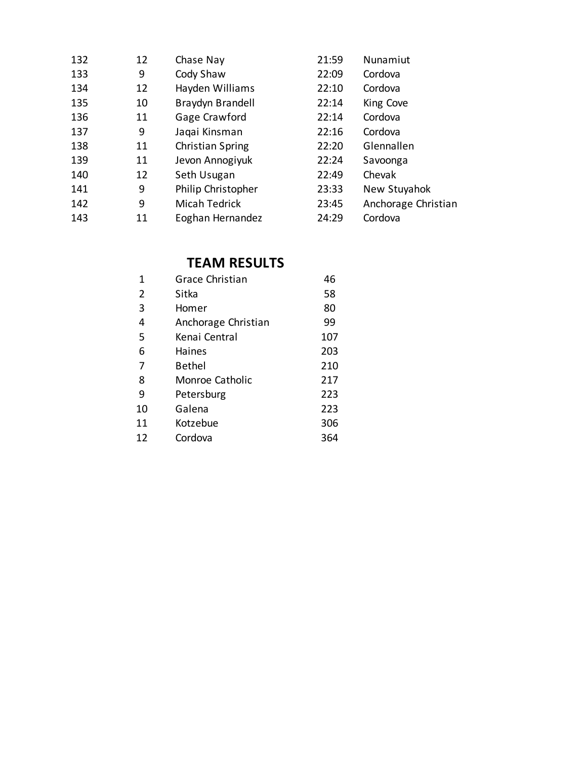| | | | | |
|---|---|---|---|---|
| 132 | 12 | Chase Nay | 21:59 | Nunamiut |
| 133 | 9 | Cody Shaw | 22:09 | Cordova |
| 134 | 12 | Hayden Williams | 22:10 | Cordova |
| 135 | 10 | Braydyn Brandell | 22:14 | King Cove |
| 136 | 11 | Gage Crawford | 22:14 | Cordova |
| 137 | 9 | Jaqai Kinsman | 22:16 | Cordova |
| 138 | 11 | Christian Spring | 22:20 | Glennallen |
| 139 | 11 | Jevon Annogiyuk | 22:24 | Savoonga |
| 140 | 12 | Seth Usugan | 22:49 | Chevak |
| 141 | 9 | Philip Christopher | 23:33 | New Stuyahok |
| 142 | 9 | Micah Tedrick | 23:45 | Anchorage Christian |
| 143 | 11 | Eoghan Hernandez | 24:29 | Cordova |

## TEAM RESULTS

| | | |
|---|---|---|
| 1 | Grace Christian | 46 |
| 2 | Sitka | 58 |
| 3 | Homer | 80 |
| 4 | Anchorage Christian | 99 |
| 5 | Kenai Central | 107 |
| 6 | Haines | 203 |
| 7 | Bethel | 210 |
| 8 | Monroe Catholic | 217 |
| 9 | Petersburg | 223 |
| 10 | Galena | 223 |
| 11 | Kotzebue | 306 |
| 12 | Cordova | 364 |